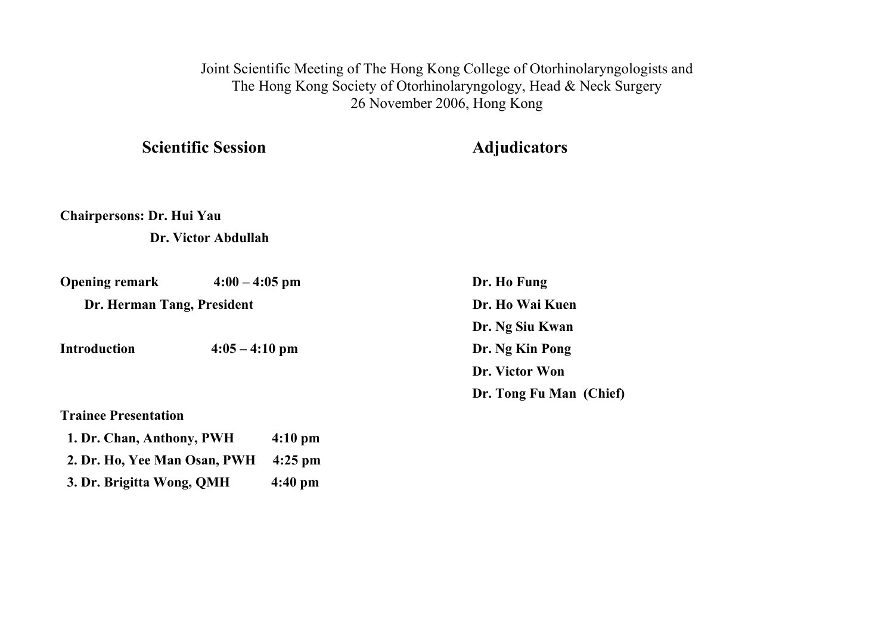Joint Scientific Meeting of The Hong Kong College of Otorhinolaryngologists and
The Hong Kong Society of Otorhinolaryngology, Head & Neck Surgery
26 November 2006, Hong Kong

## Scientific Session

**Chairpersons: Dr. Hui Yau**
**Dr. Victor Abdullah**

**Opening remark 4:00 – 4:05 pm**
**Dr. Herman Tang, President**

**Introduction 4:05 – 4:10 pm**

**Trainee Presentation**

1. **Dr. Chan, Anthony, PWH 4:10 pm**
2. **Dr. Ho, Yee Man Osan, PWH 4:25 pm**
3. **Dr. Brigitta Wong, QMH 4:40 pm**

## Adjudicators

**Dr. Ho Fung**
**Dr. Ho Wai Kuen**
**Dr. Ng Siu Kwan**
**Dr. Ng Kin Pong**
**Dr. Victor Won**
**Dr. Tong Fu Man (Chief)**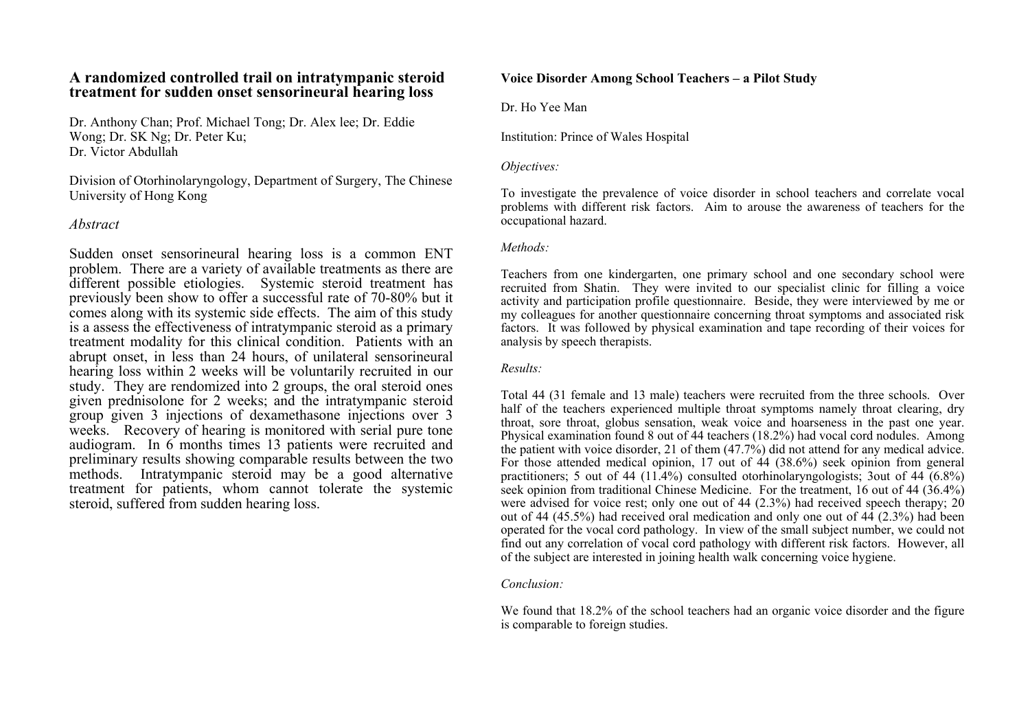## A randomized controlled trail on intratympanic steroid treatment for sudden onset sensorineural hearing loss

Dr. Anthony Chan; Prof. Michael Tong; Dr. Alex lee; Dr. Eddie Wong; Dr. SK Ng; Dr. Peter Ku; Dr. Victor Abdullah

Division of Otorhinolaryngology, Department of Surgery, The Chinese University of Hong Kong

*Abstract*

Sudden onset sensorineural hearing loss is a common ENT problem. There are a variety of available treatments as there are different possible etiologies. Systemic steroid treatment has previously been show to offer a successful rate of 70-80% but it comes along with its systemic side effects. The aim of this study is a assess the effectiveness of intratympanic steroid as a primary treatment modality for this clinical condition. Patients with an abrupt onset, in less than 24 hours, of unilateral sensorineural hearing loss within 2 weeks will be voluntarily recruited in our study. They are rendomized into 2 groups, the oral steroid ones given prednisolone for 2 weeks; and the intratympanic steroid group given 3 injections of dexamethasone injections over 3 weeks. Recovery of hearing is monitored with serial pure tone audiogram. In 6 months times 13 patients were recruited and preliminary results showing comparable results between the two methods. Intratympanic steroid may be a good alternative treatment for patients, whom cannot tolerate the systemic steroid, suffered from sudden hearing loss.

## Voice Disorder Among School Teachers – a Pilot Study

Dr. Ho Yee Man

Institution: Prince of Wales Hospital

*Objectives:*

To investigate the prevalence of voice disorder in school teachers and correlate vocal problems with different risk factors. Aim to arouse the awareness of teachers for the occupational hazard.

*Methods:*

Teachers from one kindergarten, one primary school and one secondary school were recruited from Shatin. They were invited to our specialist clinic for filling a voice activity and participation profile questionnaire. Beside, they were interviewed by me or my colleagues for another questionnaire concerning throat symptoms and associated risk factors. It was followed by physical examination and tape recording of their voices for analysis by speech therapists.

*Results:*

Total 44 (31 female and 13 male) teachers were recruited from the three schools. Over half of the teachers experienced multiple throat symptoms namely throat clearing, dry throat, sore throat, globus sensation, weak voice and hoarseness in the past one year. Physical examination found 8 out of 44 teachers (18.2%) had vocal cord nodules. Among the patient with voice disorder, 21 of them (47.7%) did not attend for any medical advice. For those attended medical opinion, 17 out of 44 (38.6%) seek opinion from general practitioners; 5 out of 44 (11.4%) consulted otorhinolaryngologists; 3out of 44 (6.8%) seek opinion from traditional Chinese Medicine. For the treatment, 16 out of 44 (36.4%) were advised for voice rest; only one out of 44 (2.3%) had received speech therapy; 20 out of 44 (45.5%) had received oral medication and only one out of 44 (2.3%) had been operated for the vocal cord pathology. In view of the small subject number, we could not find out any correlation of vocal cord pathology with different risk factors. However, all of the subject are interested in joining health walk concerning voice hygiene.

*Conclusion:*

We found that 18.2% of the school teachers had an organic voice disorder and the figure is comparable to foreign studies.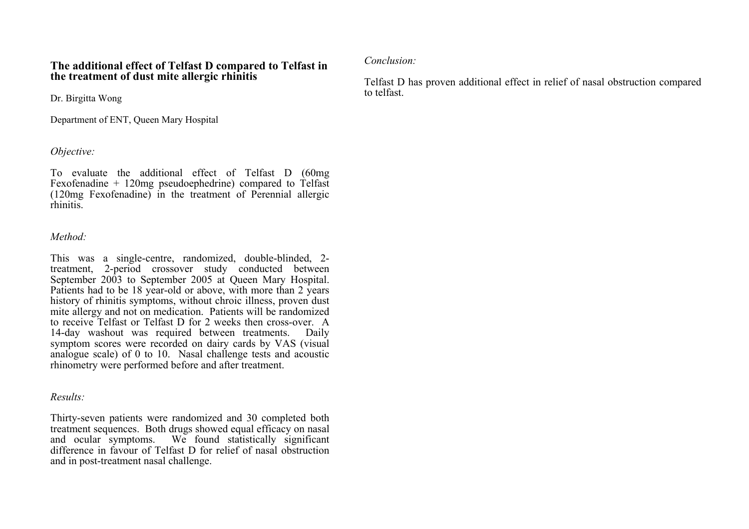## The additional effect of Telfast D compared to Telfast in the treatment of dust mite allergic rhinitis

Dr. Birgitta Wong

Department of ENT, Queen Mary Hospital

*Objective:*

To evaluate the additional effect of Telfast D (60mg Fexofenadine + 120mg pseudoephedrine) compared to Telfast (120mg Fexofenadine) in the treatment of Perennial allergic rhinitis.

*Method:*

This was a single-centre, randomized, double-blinded, 2-treatment, 2-period crossover study conducted between September 2003 to September 2005 at Queen Mary Hospital. Patients had to be 18 year-old or above, with more than 2 years history of rhinitis symptoms, without chroic illness, proven dust mite allergy and not on medication. Patients will be randomized to receive Telfast or Telfast D for 2 weeks then cross-over. A 14-day washout was required between treatments. Daily symptom scores were recorded on dairy cards by VAS (visual analogue scale) of 0 to 10. Nasal challenge tests and acoustic rhinometry were performed before and after treatment.

*Results:*

Thirty-seven patients were randomized and 30 completed both treatment sequences. Both drugs showed equal efficacy on nasal and ocular symptoms. We found statistically significant difference in favour of Telfast D for relief of nasal obstruction and in post-treatment nasal challenge.

*Conclusion:*

Telfast D has proven additional effect in relief of nasal obstruction compared to telfast.